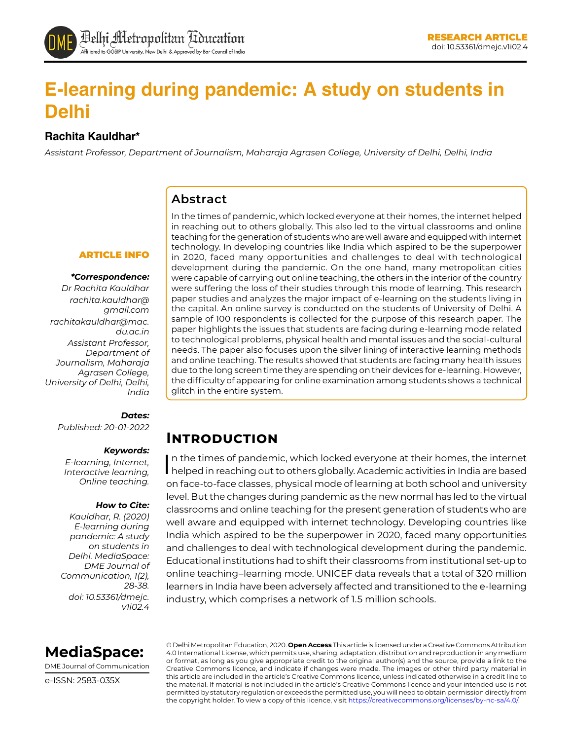RESEARCH ARTICLE
doi: 10.53361/dmejc.v1i02.4

# E-learning during pandemic: A study on students in Delhi

**Rachita Kauldhar***

*Assistant Professor, Department of Journalism, Maharaja Agrasen College, University of Delhi, Delhi, India*

## Abstract

In the times of pandemic, which locked everyone at their homes, the internet helped in reaching out to others globally. This also led to the virtual classrooms and online teaching for the generation of students who are well aware and equipped with internet technology. In developing countries like India which aspired to be the superpower in 2020, faced many opportunities and challenges to deal with technological development during the pandemic. On the one hand, many metropolitan cities were capable of carrying out online teaching, the others in the interior of the country were suffering the loss of their studies through this mode of learning. This research paper studies and analyzes the major impact of e-learning on the students living in the capital. An online survey is conducted on the students of University of Delhi. A sample of 100 respondents is collected for the purpose of this research paper. The paper highlights the issues that students are facing during e-learning mode related to technological problems, physical health and mental issues and the social-cultural needs. The paper also focuses upon the silver lining of interactive learning methods and online teaching. The results showed that students are facing many health issues due to the long screen time they are spending on their devices for e-learning. However, the difficulty of appearing for online examination among students shows a technical glitch in the entire system.

**ARTICLE INFO**

***Correspondence:***
*Dr Rachita Kauldhar*
*rachita.kauldhar@gmail.com*
*rachitakauldhar@mac.du.ac.in*
*Assistant Professor, Department of Journalism, Maharaja Agrasen College, University of Delhi, Delhi, India*

***Dates:***
*Published: 20-01-2022*

***Keywords:***
*E-learning, Internet, Interactive learning, Online teaching.*

***How to Cite:***
*Kauldhar, R. (2020) E-learning during pandemic: A study on students in Delhi. MediaSpace: DME Journal of Communication, 1(2), 28-38. doi: 10.53361/dmejc.v1i02.4*

## Introduction

In the times of pandemic, which locked everyone at their homes, the internet helped in reaching out to others globally. Academic activities in India are based on face-to-face classes, physical mode of learning at both school and university level. But the changes during pandemic as the new normal has led to the virtual classrooms and online teaching for the present generation of students who are well aware and equipped with internet technology. Developing countries like India which aspired to be the superpower in 2020, faced many opportunities and challenges to deal with technological development during the pandemic. Educational institutions had to shift their classrooms from institutional set-up to online teaching–learning mode. UNICEF data reveals that a total of 320 million learners in India have been adversely affected and transitioned to the e-learning industry, which comprises a network of 1.5 million schools.

**MediaSpace:**
DME Journal of Communication
e-ISSN: 2583-035X

© Delhi Metropolitan Education, 2020. **Open Access** This article is licensed under a Creative Commons Attribution 4.0 International License, which permits use, sharing, adaptation, distribution and reproduction in any medium or format, as long as you give appropriate credit to the original author(s) and the source, provide a link to the Creative Commons licence, and indicate if changes were made. The images or other third party material in this article are included in the article's Creative Commons licence, unless indicated otherwise in a credit line to the material. If material is not included in the article's Creative Commons licence and your intended use is not permitted by statutory regulation or exceeds the permitted use, you will need to obtain permission directly from the copyright holder. To view a copy of this licence, visit https://creativecommons.org/licenses/by-nc-sa/4.0/.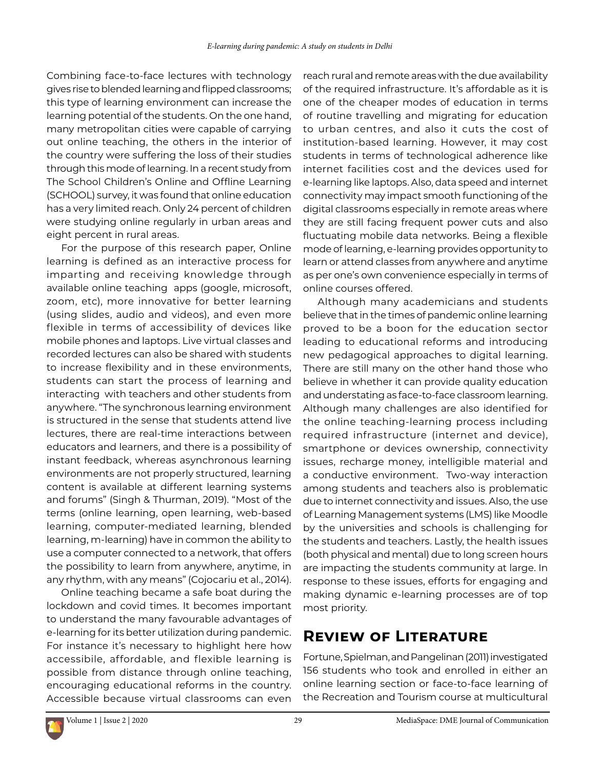Combining face-to-face lectures with technology gives rise to blended learning and flipped classrooms; this type of learning environment can increase the learning potential of the students. On the one hand, many metropolitan cities were capable of carrying out online teaching, the others in the interior of the country were suffering the loss of their studies through this mode of learning. In a recent study from The School Children's Online and Offline Learning (SCHOOL) survey, it was found that online education has a very limited reach. Only 24 percent of children were studying online regularly in urban areas and eight percent in rural areas.

For the purpose of this research paper, Online learning is defined as an interactive process for imparting and receiving knowledge through available online teaching apps (google, microsoft, zoom, etc), more innovative for better learning (using slides, audio and videos), and even more flexible in terms of accessibility of devices like mobile phones and laptops. Live virtual classes and recorded lectures can also be shared with students to increase flexibility and in these environments, students can start the process of learning and interacting with teachers and other students from anywhere. "The synchronous learning environment is structured in the sense that students attend live lectures, there are real-time interactions between educators and learners, and there is a possibility of instant feedback, whereas asynchronous learning environments are not properly structured, learning content is available at different learning systems and forums" (Singh & Thurman, 2019). "Most of the terms (online learning, open learning, web-based learning, computer-mediated learning, blended learning, m-learning) have in common the ability to use a computer connected to a network, that offers the possibility to learn from anywhere, anytime, in any rhythm, with any means" (Cojocariu et al., 2014).

Online teaching became a safe boat during the lockdown and covid times. It becomes important to understand the many favourable advantages of e-learning for its better utilization during pandemic. For instance it's necessary to highlight here how accessibile, affordable, and flexible learning is possible from distance through online teaching, encouraging educational reforms in the country. Accessible because virtual classrooms can even reach rural and remote areas with the due availability of the required infrastructure. It's affordable as it is one of the cheaper modes of education in terms of routine travelling and migrating for education to urban centres, and also it cuts the cost of institution-based learning. However, it may cost students in terms of technological adherence like internet facilities cost and the devices used for e-learning like laptops. Also, data speed and internet connectivity may impact smooth functioning of the digital classrooms especially in remote areas where they are still facing frequent power cuts and also fluctuating mobile data networks. Being a flexible mode of learning, e-learning provides opportunity to learn or attend classes from anywhere and anytime as per one's own convenience especially in terms of online courses offered.

Although many academicians and students believe that in the times of pandemic online learning proved to be a boon for the education sector leading to educational reforms and introducing new pedagogical approaches to digital learning. There are still many on the other hand those who believe in whether it can provide quality education and understating as face-to-face classroom learning. Although many challenges are also identified for the online teaching-learning process including required infrastructure (internet and device), smartphone or devices ownership, connectivity issues, recharge money, intelligible material and a conductive environment. Two-way interaction among students and teachers also is problematic due to internet connectivity and issues. Also, the use of Learning Management systems (LMS) like Moodle by the universities and schools is challenging for the students and teachers. Lastly, the health issues (both physical and mental) due to long screen hours are impacting the students community at large. In response to these issues, efforts for engaging and making dynamic e-learning processes are of top most priority.

## Review of Literature

Fortune, Spielman, and Pangelinan (2011) investigated 156 students who took and enrolled in either an online learning section or face-to-face learning of the Recreation and Tourism course at multicultural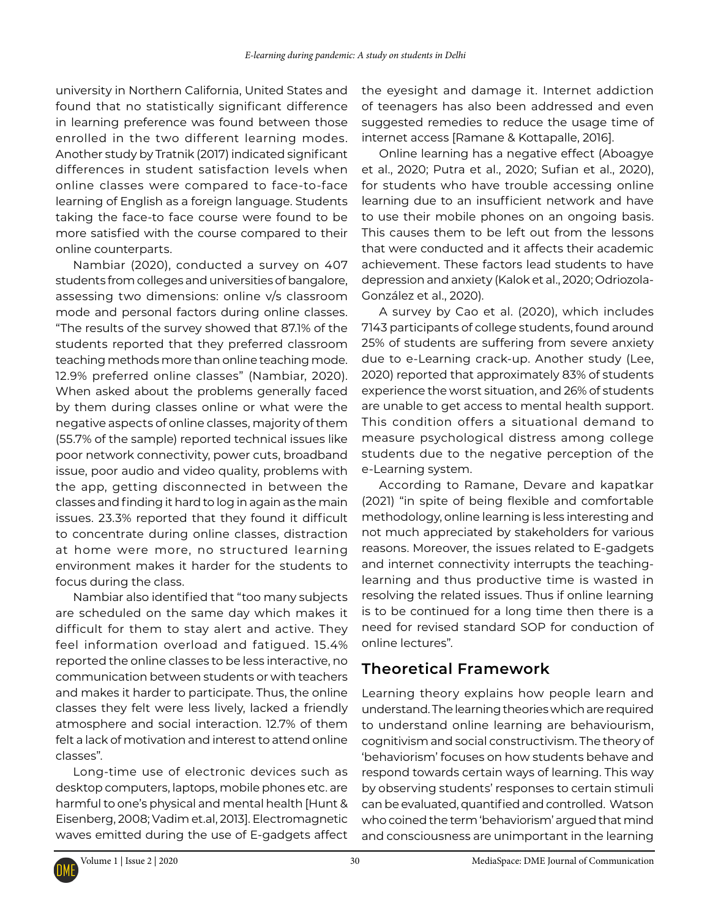university in Northern California, United States and found that no statistically significant difference in learning preference was found between those enrolled in the two different learning modes. Another study by Tratnik (2017) indicated significant differences in student satisfaction levels when online classes were compared to face-to-face learning of English as a foreign language. Students taking the face-to face course were found to be more satisfied with the course compared to their online counterparts.

Nambiar (2020), conducted a survey on 407 students from colleges and universities of bangalore, assessing two dimensions: online v/s classroom mode and personal factors during online classes. "The results of the survey showed that 87.1% of the students reported that they preferred classroom teaching methods more than online teaching mode. 12.9% preferred online classes" (Nambiar, 2020). When asked about the problems generally faced by them during classes online or what were the negative aspects of online classes, majority of them (55.7% of the sample) reported technical issues like poor network connectivity, power cuts, broadband issue, poor audio and video quality, problems with the app, getting disconnected in between the classes and finding it hard to log in again as the main issues. 23.3% reported that they found it difficult to concentrate during online classes, distraction at home were more, no structured learning environment makes it harder for the students to focus during the class.

Nambiar also identified that "too many subjects are scheduled on the same day which makes it difficult for them to stay alert and active. They feel information overload and fatigued. 15.4% reported the online classes to be less interactive, no communication between students or with teachers and makes it harder to participate. Thus, the online classes they felt were less lively, lacked a friendly atmosphere and social interaction. 12.7% of them felt a lack of motivation and interest to attend online classes".

Long-time use of electronic devices such as desktop computers, laptops, mobile phones etc. are harmful to one's physical and mental health [Hunt & Eisenberg, 2008; Vadim et.al, 2013]. Electromagnetic waves emitted during the use of E-gadgets affect the eyesight and damage it. Internet addiction of teenagers has also been addressed and even suggested remedies to reduce the usage time of internet access [Ramane & Kottapalle, 2016].

Online learning has a negative effect (Aboagye et al., 2020; Putra et al., 2020; Sufian et al., 2020), for students who have trouble accessing online learning due to an insufficient network and have to use their mobile phones on an ongoing basis. This causes them to be left out from the lessons that were conducted and it affects their academic achievement. These factors lead students to have depression and anxiety (Kalok et al., 2020; Odriozola-González et al., 2020).

A survey by Cao et al. (2020), which includes 7143 participants of college students, found around 25% of students are suffering from severe anxiety due to e-Learning crack-up. Another study (Lee, 2020) reported that approximately 83% of students experience the worst situation, and 26% of students are unable to get access to mental health support. This condition offers a situational demand to measure psychological distress among college students due to the negative perception of the e-Learning system.

According to Ramane, Devare and kapatkar (2021) "in spite of being flexible and comfortable methodology, online learning is less interesting and not much appreciated by stakeholders for various reasons. Moreover, the issues related to E-gadgets and internet connectivity interrupts the teaching-learning and thus productive time is wasted in resolving the related issues. Thus if online learning is to be continued for a long time then there is a need for revised standard SOP for conduction of online lectures".

## Theoretical Framework

Learning theory explains how people learn and understand. The learning theories which are required to understand online learning are behaviourism, cognitivism and social constructivism. The theory of 'behaviorism' focuses on how students behave and respond towards certain ways of learning. This way by observing students' responses to certain stimuli can be evaluated, quantified and controlled. Watson who coined the term 'behaviorism' argued that mind and consciousness are unimportant in the learning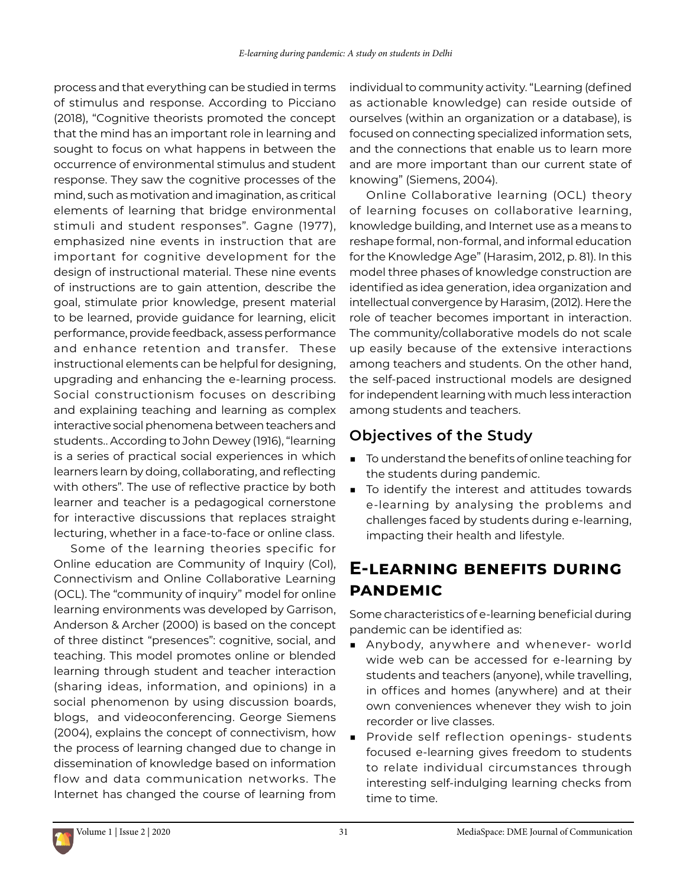process and that everything can be studied in terms of stimulus and response. According to Picciano (2018), "Cognitive theorists promoted the concept that the mind has an important role in learning and sought to focus on what happens in between the occurrence of environmental stimulus and student response. They saw the cognitive processes of the mind, such as motivation and imagination, as critical elements of learning that bridge environmental stimuli and student responses". Gagne (1977), emphasized nine events in instruction that are important for cognitive development for the design of instructional material. These nine events of instructions are to gain attention, describe the goal, stimulate prior knowledge, present material to be learned, provide guidance for learning, elicit performance, provide feedback, assess performance and enhance retention and transfer. These instructional elements can be helpful for designing, upgrading and enhancing the e-learning process. Social constructionism focuses on describing and explaining teaching and learning as complex interactive social phenomena between teachers and students.. According to John Dewey (1916), "learning is a series of practical social experiences in which learners learn by doing, collaborating, and reflecting with others". The use of reflective practice by both learner and teacher is a pedagogical cornerstone for interactive discussions that replaces straight lecturing, whether in a face-to-face or online class.

Some of the learning theories specific for Online education are Community of Inquiry (CoI), Connectivism and Online Collaborative Learning (OCL). The "community of inquiry" model for online learning environments was developed by Garrison, Anderson & Archer (2000) is based on the concept of three distinct "presences": cognitive, social, and teaching. This model promotes online or blended learning through student and teacher interaction (sharing ideas, information, and opinions) in a social phenomenon by using discussion boards, blogs, and videoconferencing. George Siemens (2004), explains the concept of connectivism, how the process of learning changed due to change in dissemination of knowledge based on information flow and data communication networks. The Internet has changed the course of learning from individual to community activity. "Learning (defined as actionable knowledge) can reside outside of ourselves (within an organization or a database), is focused on connecting specialized information sets, and the connections that enable us to learn more and are more important than our current state of knowing" (Siemens, 2004).

Online Collaborative learning (OCL) theory of learning focuses on collaborative learning, knowledge building, and Internet use as a means to reshape formal, non-formal, and informal education for the Knowledge Age" (Harasim, 2012, p. 81). In this model three phases of knowledge construction are identified as idea generation, idea organization and intellectual convergence by Harasim, (2012). Here the role of teacher becomes important in interaction. The community/collaborative models do not scale up easily because of the extensive interactions among teachers and students. On the other hand, the self-paced instructional models are designed for independent learning with much less interaction among students and teachers.

### Objectives of the Study

- To understand the benefits of online teaching for the students during pandemic.
- To identify the interest and attitudes towards e-learning by analysing the problems and challenges faced by students during e-learning, impacting their health and lifestyle.

## E-learning benefits during pandemic

Some characteristics of e-learning beneficial during pandemic can be identified as:

- Anybody, anywhere and whenever- world wide web can be accessed for e-learning by students and teachers (anyone), while travelling, in offices and homes (anywhere) and at their own conveniences whenever they wish to join recorder or live classes.
- Provide self reflection openings- students focused e-learning gives freedom to students to relate individual circumstances through interesting self-indulging learning checks from time to time.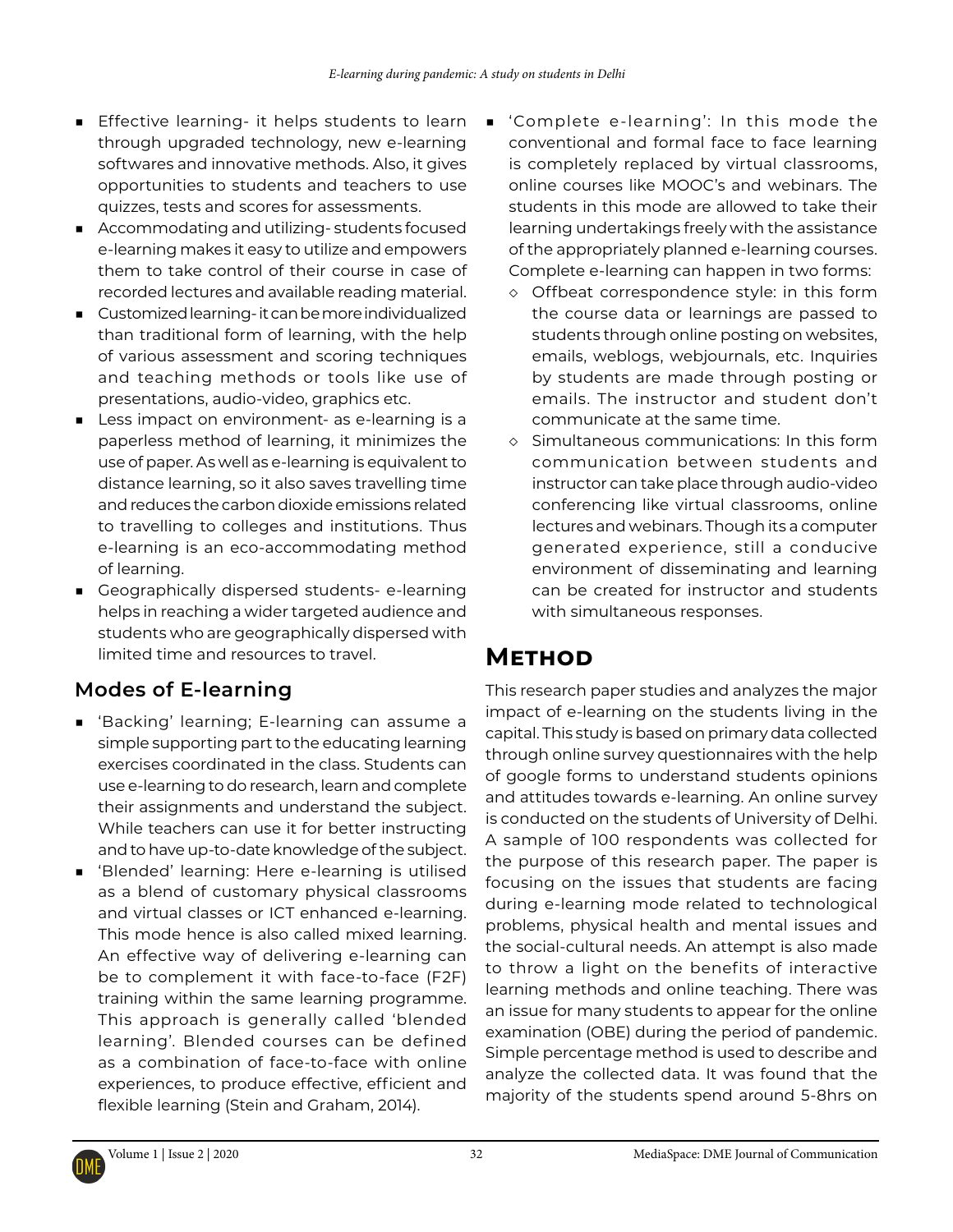- Effective learning- it helps students to learn through upgraded technology, new e-learning softwares and innovative methods. Also, it gives opportunities to students and teachers to use quizzes, tests and scores for assessments.
- Accommodating and utilizing- students focused e-learning makes it easy to utilize and empowers them to take control of their course in case of recorded lectures and available reading material.
- Customized learning- it can be more individualized than traditional form of learning, with the help of various assessment and scoring techniques and teaching methods or tools like use of presentations, audio-video, graphics etc.
- Less impact on environment- as e-learning is a paperless method of learning, it minimizes the use of paper. As well as e-learning is equivalent to distance learning, so it also saves travelling time and reduces the carbon dioxide emissions related to travelling to colleges and institutions. Thus e-learning is an eco-accommodating method of learning.
- Geographically dispersed students- e-learning helps in reaching a wider targeted audience and students who are geographically dispersed with limited time and resources to travel.

## Modes of E-learning

- 'Backing' learning; E-learning can assume a simple supporting part to the educating learning exercises coordinated in the class. Students can use e-learning to do research, learn and complete their assignments and understand the subject. While teachers can use it for better instructing and to have up-to-date knowledge of the subject.
- 'Blended' learning: Here e-learning is utilised as a blend of customary physical classrooms and virtual classes or ICT enhanced e-learning. This mode hence is also called mixed learning. An effective way of delivering e-learning can be to complement it with face-to-face (F2F) training within the same learning programme. This approach is generally called 'blended learning'. Blended courses can be defined as a combination of face-to-face with online experiences, to produce effective, efficient and flexible learning (Stein and Graham, 2014).
- 'Complete e-learning': In this mode the conventional and formal face to face learning is completely replaced by virtual classrooms, online courses like MOOC's and webinars. The students in this mode are allowed to take their learning undertakings freely with the assistance of the appropriately planned e-learning courses. Complete e-learning can happen in two forms:
  - Offbeat correspondence style: in this form the course data or learnings are passed to students through online posting on websites, emails, weblogs, webjournals, etc. Inquiries by students are made through posting or emails. The instructor and student don't communicate at the same time.
  - Simultaneous communications: In this form communication between students and instructor can take place through audio-video conferencing like virtual classrooms, online lectures and webinars. Though its a computer generated experience, still a conducive environment of disseminating and learning can be created for instructor and students with simultaneous responses.

# Method

This research paper studies and analyzes the major impact of e-learning on the students living in the capital. This study is based on primary data collected through online survey questionnaires with the help of google forms to understand students opinions and attitudes towards e-learning. An online survey is conducted on the students of University of Delhi. A sample of 100 respondents was collected for the purpose of this research paper. The paper is focusing on the issues that students are facing during e-learning mode related to technological problems, physical health and mental issues and the social-cultural needs. An attempt is also made to throw a light on the benefits of interactive learning methods and online teaching. There was an issue for many students to appear for the online examination (OBE) during the period of pandemic. Simple percentage method is used to describe and analyze the collected data. It was found that the majority of the students spend around 5-8hrs on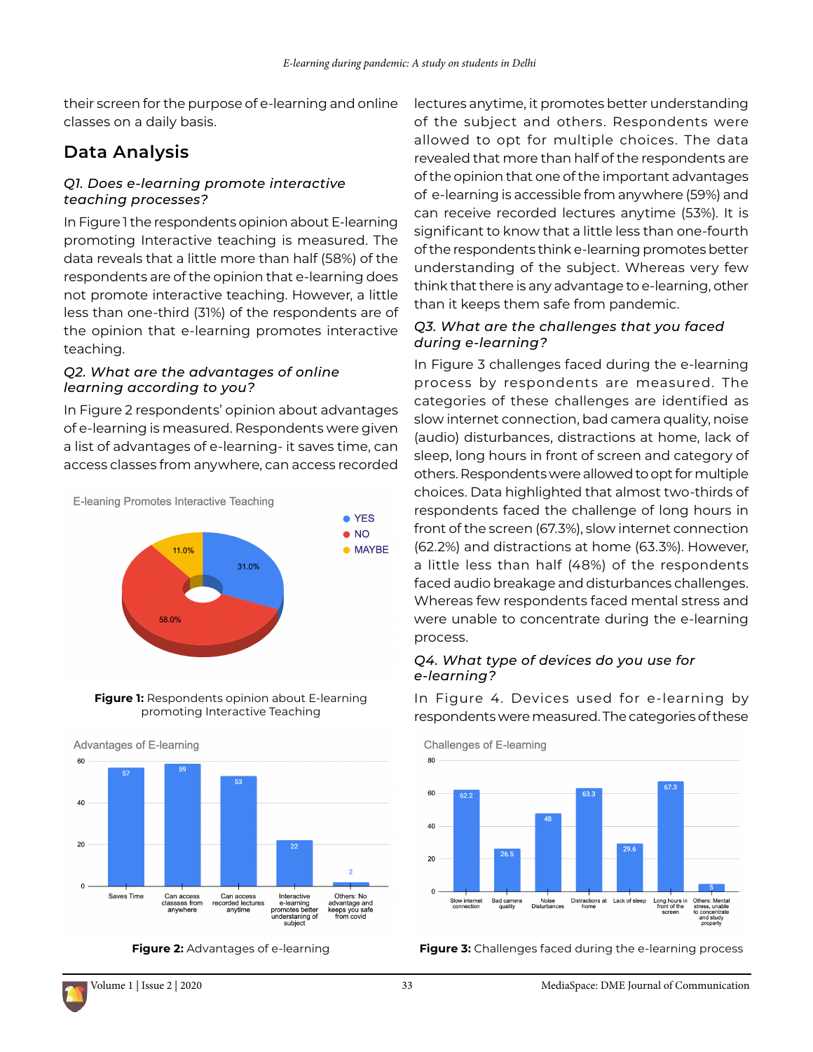their screen for the purpose of e-learning and online classes on a daily basis.

## Data Analysis

### *Q1. Does e-learning promote interactive teaching processes?*

In Figure 1 the respondents opinion about E-learning promoting Interactive teaching is measured. The data reveals that a little more than half (58%) of the respondents are of the opinion that e-learning does not promote interactive teaching. However, a little less than one-third (31%) of the respondents are of the opinion that e-learning promotes interactive teaching.

### *Q2. What are the advantages of online learning according to you?*

In Figure 2 respondents' opinion about advantages of e-learning is measured. Respondents were given a list of advantages of e-learning- it saves time, can access classes from anywhere, can access recorded lectures anytime, it promotes better understanding of the subject and others. Respondents were allowed to opt for multiple choices. The data revealed that more than half of the respondents are of the opinion that one of the important advantages of e-learning is accessible from anywhere (59%) and can receive recorded lectures anytime (53%). It is significant to know that a little less than one-fourth of the respondents think e-learning promotes better understanding of the subject. Whereas very few think that there is any advantage to e-learning, other than it keeps them safe from pandemic.

**Figure 1:** Respondents opinion about E-learning promoting Interactive Teaching

**Figure 2:** Advantages of e-learning

### *Q3. What are the challenges that you faced during e-learning?*

In Figure 3 challenges faced during the e-learning process by respondents are measured. The categories of these challenges are identified as slow internet connection, bad camera quality, noise (audio) disturbances, distractions at home, lack of sleep, long hours in front of screen and category of others. Respondents were allowed to opt for multiple choices. Data highlighted that almost two-thirds of respondents faced the challenge of long hours in front of the screen (67.3%), slow internet connection (62.2%) and distractions at home (63.3%). However, a little less than half (48%) of the respondents faced audio breakage and disturbances challenges. Whereas few respondents faced mental stress and were unable to concentrate during the e-learning process.

### *Q4. What type of devices do you use for e-learning?*

In Figure 4. Devices used for e-learning by respondents were measured. The categories of these

**Figure 3:** Challenges faced during the e-learning process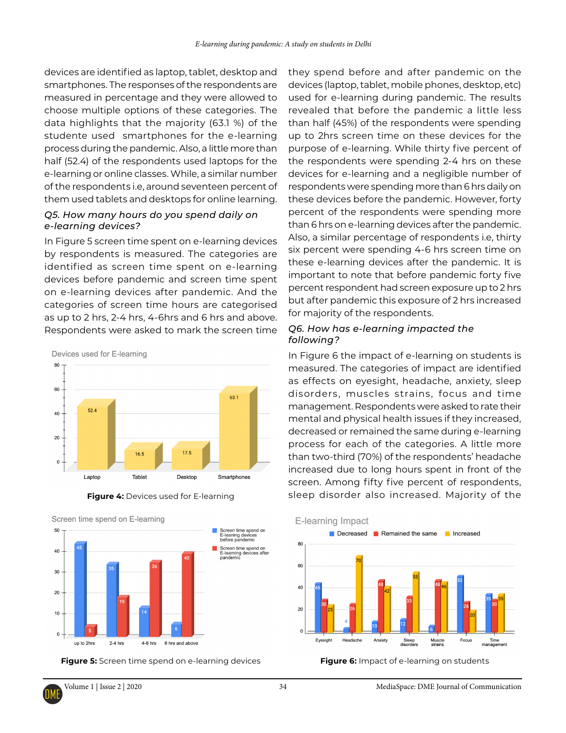devices are identified as laptop, tablet, desktop and smartphones. The responses of the respondents are measured in percentage and they were allowed to choose multiple options of these categories. The data highlights that the majority (63.1 %) of the studente used smartphones for the e-learning process during the pandemic. Also, a little more than half (52.4) of the respondents used laptops for the e-learning or online classes. While, a similar number of the respondents i.e, around seventeen percent of them used tablets and desktops for online learning.

### *Q5. How many hours do you spend daily on e-learning devices?*

In Figure 5 screen time spent on e-learning devices by respondents is measured. The categories are identified as screen time spent on e-learning devices before pandemic and screen time spent on e-learning devices after pandemic. And the categories of screen time hours are categorised as up to 2 hrs, 2-4 hrs, 4-6hrs and 6 hrs and above. Respondents were asked to mark the screen time

**Figure 4:** Devices used for E-learning

**Figure 5:** Screen time spend on e-learning devices

they spend before and after pandemic on the devices (laptop, tablet, mobile phones, desktop, etc) used for e-learning during pandemic. The results revealed that before the pandemic a little less than half (45%) of the respondents were spending up to 2hrs screen time on these devices for the purpose of e-learning. While thirty five percent of the respondents were spending 2-4 hrs on these devices for e-learning and a negligible number of respondents were spending more than 6 hrs daily on these devices before the pandemic. However, forty percent of the respondents were spending more than 6 hrs on e-learning devices after the pandemic. Also, a similar percentage of respondents i.e, thirty six percent were spending 4-6 hrs screen time on these e-learning devices after the pandemic. It is important to note that before pandemic forty five percent respondent had screen exposure up to 2 hrs but after pandemic this exposure of 2 hrs increased for majority of the respondents.

### *Q6. How has e-learning impacted the following?*

In Figure 6 the impact of e-learning on students is measured. The categories of impact are identified as effects on eyesight, headache, anxiety, sleep disorders, muscles strains, focus and time management. Respondents were asked to rate their mental and physical health issues if they increased, decreased or remained the same during e-learning process for each of the categories. A little more than two-third (70%) of the respondents' headache increased due to long hours spent in front of the screen. Among fifty five percent of respondents, sleep disorder also increased. Majority of the

**Figure 6:** Impact of e-learning on students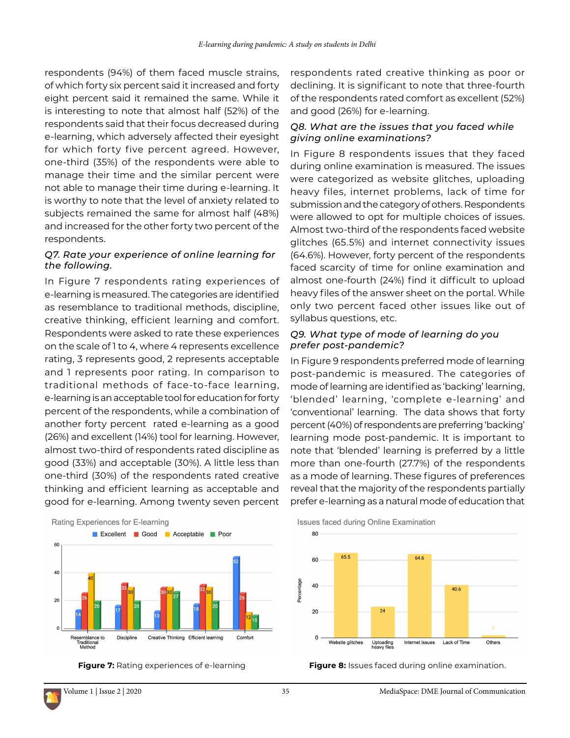respondents (94%) of them faced muscle strains, of which forty six percent said it increased and forty eight percent said it remained the same. While it is interesting to note that almost half (52%) of the respondents said that their focus decreased during e-learning, which adversely affected their eyesight for which forty five percent agreed. However, one-third (35%) of the respondents were able to manage their time and the similar percent were not able to manage their time during e-learning. It is worthy to note that the level of anxiety related to subjects remained the same for almost half (48%) and increased for the other forty two percent of the respondents.

*Q7. Rate your experience of online learning for the following.*

In Figure 7 respondents rating experiences of e-learning is measured. The categories are identified as resemblance to traditional methods, discipline, creative thinking, efficient learning and comfort. Respondents were asked to rate these experiences on the scale of 1 to 4, where 4 represents excellence rating, 3 represents good, 2 represents acceptable and 1 represents poor rating. In comparison to traditional methods of face-to-face learning, e-learning is an acceptable tool for education for forty percent of the respondents, while a combination of another forty percent rated e-learning as a good (26%) and excellent (14%) tool for learning. However, almost two-third of respondents rated discipline as good (33%) and acceptable (30%). A little less than one-third (30%) of the respondents rated creative thinking and efficient learning as acceptable and good for e-learning. Among twenty seven percent respondents rated creative thinking as poor or declining. It is significant to note that three-fourth of the respondents rated comfort as excellent (52%) and good (26%) for e-learning.

*Q8. What are the issues that you faced while giving online examinations?*

In Figure 8 respondents issues that they faced during online examination is measured. The issues were categorized as website glitches, uploading heavy files, internet problems, lack of time for submission and the category of others. Respondents were allowed to opt for multiple choices of issues. Almost two-third of the respondents faced website glitches (65.5%) and internet connectivity issues (64.6%). However, forty percent of the respondents faced scarcity of time for online examination and almost one-fourth (24%) find it difficult to upload heavy files of the answer sheet on the portal. While only two percent faced other issues like out of syllabus questions, etc.

*Q9. What type of mode of learning do you prefer post-pandemic?*

In Figure 9 respondents preferred mode of learning post-pandemic is measured. The categories of mode of learning are identified as 'backing' learning, 'blended' learning, 'complete e-learning' and 'conventional' learning. The data shows that forty percent (40%) of respondents are preferring 'backing' learning mode post-pandemic. It is important to note that 'blended' learning is preferred by a little more than one-fourth (27.7%) of the respondents as a mode of learning. These figures of preferences reveal that the majority of the respondents partially prefer e-learning as a natural mode of education that

Rating Experiences for E-learning

| | Excellent | Good | Acceptable | Poor |
|---|---|---|---|---|
| Resemblance to Traditional Method | 14 | 26 | 40 | 20 |
| Discipline | 17 | 33 | 30 | 20 |
| Creative Thinking | 13 | 30 | 30 | 27 |
| Efficient learning | 18 | 32 | 30 | 20 |
| Comfort | 52 | 26 | 12 | 10 |

**Figure 7:** Rating experiences of e-learning

Issues faced during Online Examination

| Issue | Percentage |
|---|---|
| Website glitches | 65.5 |
| Uploading heavy files | 24 |
| Internet issues | 64.6 |
| Lack of Time | 40.6 |
| Others | 2 |

**Figure 8:** Issues faced during online examination.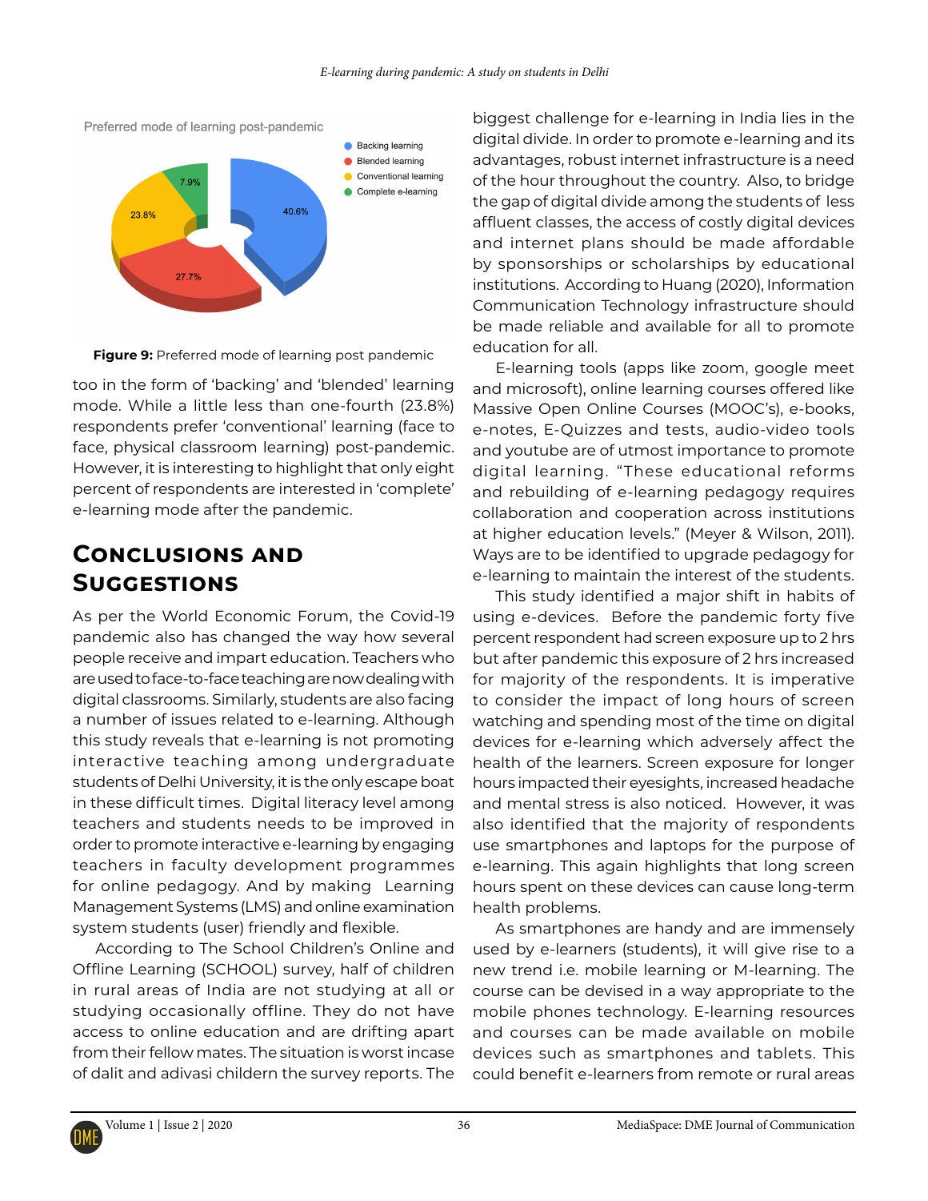**Figure 9:** Preferred mode of learning post pandemic

too in the form of 'backing' and 'blended' learning mode. While a little less than one-fourth (23.8%) respondents prefer 'conventional' learning (face to face, physical classroom learning) post-pandemic. However, it is interesting to highlight that only eight percent of respondents are interested in 'complete' e-learning mode after the pandemic.

## Conclusions and Suggestions

As per the World Economic Forum, the Covid-19 pandemic also has changed the way how several people receive and impart education. Teachers who are used to face-to-face teaching are now dealing with digital classrooms. Similarly, students are also facing a number of issues related to e-learning. Although this study reveals that e-learning is not promoting interactive teaching among undergraduate students of Delhi University, it is the only escape boat in these difficult times. Digital literacy level among teachers and students needs to be improved in order to promote interactive e-learning by engaging teachers in faculty development programmes for online pedagogy. And by making Learning Management Systems (LMS) and online examination system students (user) friendly and flexible.

According to The School Children's Online and Offline Learning (SCHOOL) survey, half of children in rural areas of India are not studying at all or studying occasionally offline. They do not have access to online education and are drifting apart from their fellow mates. The situation is worst incase of dalit and adivasi childern the survey reports. The biggest challenge for e-learning in India lies in the digital divide. In order to promote e-learning and its advantages, robust internet infrastructure is a need of the hour throughout the country. Also, to bridge the gap of digital divide among the students of less affluent classes, the access of costly digital devices and internet plans should be made affordable by sponsorships or scholarships by educational institutions. According to Huang (2020), Information Communication Technology infrastructure should be made reliable and available for all to promote education for all.

E-learning tools (apps like zoom, google meet and microsoft), online learning courses offered like Massive Open Online Courses (MOOC's), e-books, e-notes, E-Quizzes and tests, audio-video tools and youtube are of utmost importance to promote digital learning. "These educational reforms and rebuilding of e-learning pedagogy requires collaboration and cooperation across institutions at higher education levels." (Meyer & Wilson, 2011). Ways are to be identified to upgrade pedagogy for e-learning to maintain the interest of the students.

This study identified a major shift in habits of using e-devices. Before the pandemic forty five percent respondent had screen exposure up to 2 hrs but after pandemic this exposure of 2 hrs increased for majority of the respondents. It is imperative to consider the impact of long hours of screen watching and spending most of the time on digital devices for e-learning which adversely affect the health of the learners. Screen exposure for longer hours impacted their eyesights, increased headache and mental stress is also noticed. However, it was also identified that the majority of respondents use smartphones and laptops for the purpose of e-learning. This again highlights that long screen hours spent on these devices can cause long-term health problems.

As smartphones are handy and are immensely used by e-learners (students), it will give rise to a new trend i.e. mobile learning or M-learning. The course can be devised in a way appropriate to the mobile phones technology. E-learning resources and courses can be made available on mobile devices such as smartphones and tablets. This could benefit e-learners from remote or rural areas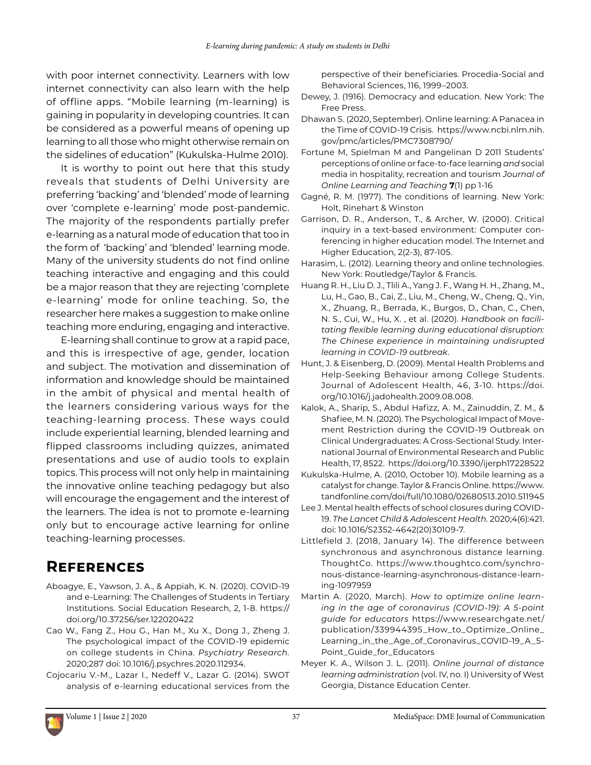with poor internet connectivity. Learners with low internet connectivity can also learn with the help of offline apps. "Mobile learning (m-learning) is gaining in popularity in developing countries. It can be considered as a powerful means of opening up learning to all those who might otherwise remain on the sidelines of education" (Kukulska-Hulme 2010).

It is worthy to point out here that this study reveals that students of Delhi University are preferring 'backing' and 'blended' mode of learning over 'complete e-learning' mode post-pandemic. The majority of the respondents partially prefer e-learning as a natural mode of education that too in the form of 'backing' and 'blended' learning mode. Many of the university students do not find online teaching interactive and engaging and this could be a major reason that they are rejecting 'complete e-learning' mode for online teaching. So, the researcher here makes a suggestion to make online teaching more enduring, engaging and interactive.

E-learning shall continue to grow at a rapid pace, and this is irrespective of age, gender, location and subject. The motivation and dissemination of information and knowledge should be maintained in the ambit of physical and mental health of the learners considering various ways for the teaching-learning process. These ways could include experiential learning, blended learning and flipped classrooms including quizzes, animated presentations and use of audio tools to explain topics. This process will not only help in maintaining the innovative online teaching pedagogy but also will encourage the engagement and the interest of the learners. The idea is not to promote e-learning only but to encourage active learning for online teaching-learning processes.

## References

Aboagye, E., Yawson, J. A., & Appiah, K. N. (2020). COVID-19 and e-Learning: The Challenges of Students in Tertiary Institutions. Social Education Research, 2, 1-8. https://doi.org/10.37256/ser.122020422

Cao W., Fang Z., Hou G., Han M., Xu X., Dong J., Zheng J. The psychological impact of the COVID-19 epidemic on college students in China. *Psychiatry Research*. 2020;287 doi: 10.1016/j.psychres.2020.112934.

Cojocariu V.-M., Lazar I., Nedeff V., Lazar G. (2014). SWOT analysis of e-learning educational services from the perspective of their beneficiaries. Procedia-Social and Behavioral Sciences, 116, 1999–2003.

Dewey, J. (1916). Democracy and education. New York: The Free Press.

Dhawan S. (2020, September). Online learning: A Panacea in the Time of COVID-19 Crisis. https://www.ncbi.nlm.nih.gov/pmc/articles/PMC7308790/

Fortune M, Spielman M and Pangelinan D 2011 Students' perceptions of online or face-to-face learning *and* social media in hospitality, recreation and tourism *Journal of Online Learning and Teaching* **7**(1) pp 1-16

Gagné, R. M. (1977). The conditions of learning. New York: Holt, Rinehart & Winston

Garrison, D. R., Anderson, T., & Archer, W. (2000). Critical inquiry in a text-based environment: Computer conferencing in higher education model. The Internet and Higher Education, 2(2-3), 87-105.

Harasim, L. (2012). Learning theory and online technologies. New York: Routledge/Taylor & Francis.

Huang R. H., Liu D. J., Tlili A., Yang J. F., Wang H. H., Zhang, M., Lu, H., Gao, B., Cai, Z., Liu, M., Cheng, W., Cheng, Q., Yin, X., Zhuang, R., Berrada, K., Burgos, D., Chan, C., Chen, N. S., Cui, W., Hu, X. , et al. (2020). *Handbook on facilitating flexible learning during educational disruption: The Chinese experience in maintaining undisrupted learning in COVID-19 outbreak.*

Hunt, J. & Eisenberg, D. (2009). Mental Health Problems and Help-Seeking Behaviour among College Students. Journal of Adolescent Health, 46, 3-10. https://doi.org/10.1016/j.jadohealth.2009.08.008.

Kalok, A., Sharip, S., Abdul Hafizz, A. M., Zainuddin, Z. M., & Shafiee, M. N. (2020). The Psychological Impact of Movement Restriction during the COVID-19 Outbreak on Clinical Undergraduates: A Cross-Sectional Study. International Journal of Environmental Research and Public Health, 17, 8522. https://doi.org/10.3390/ijerph17228522

Kukulska-Hulme, A. (2010, October 10). Mobile learning as a catalyst for change. Taylor & Francis Online. https://www.tandfonline.com/doi/full/10.1080/02680513.2010.511945

Lee J. Mental health effects of school closures during COVID-19. *The Lancet Child & Adolescent Health*. 2020;4(6):421. doi: 10.1016/S2352-4642(20)30109-7.

Littlefield J. (2018, January 14). The difference between synchronous and asynchronous distance learning. ThoughtCo. https://www.thoughtco.com/synchronous-distance-learning-asynchronous-distance-learning-1097959

Martin A. (2020, March). *How to optimize online learning in the age of coronavirus (COVID-19): A 5-point guide for educators* https://www.researchgate.net/publication/339944395_How_to_Optimize_Online_Learning_in_the_Age_of_Coronavirus_COVID-19_A_5-Point_Guide_for_Educators

Meyer K. A., Wilson J. L. (2011). *Online journal of distance learning administration* (vol. IV, no. I) University of West Georgia, Distance Education Center.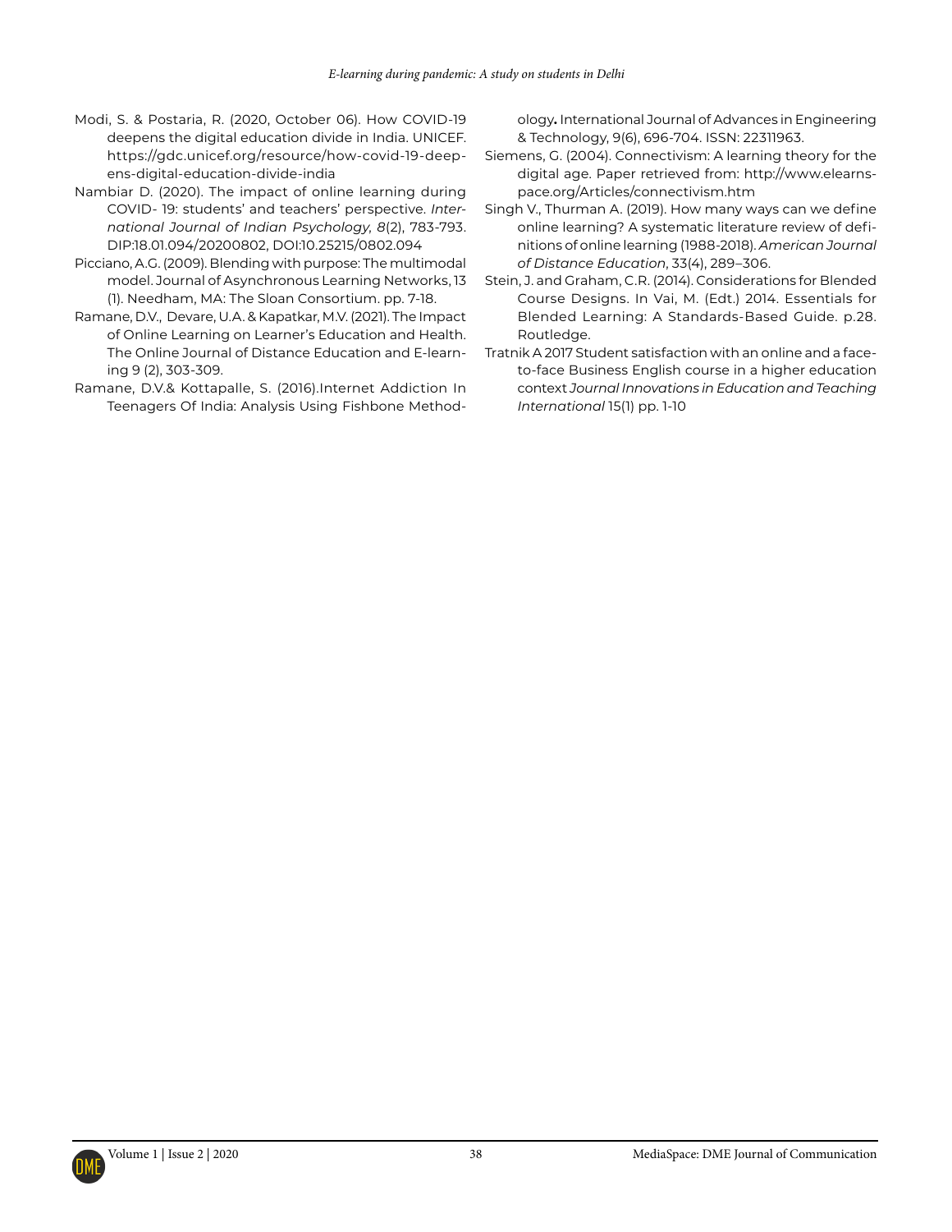Modi, S. & Postaria, R. (2020, October 06). How COVID-19 deepens the digital education divide in India. UNICEF. https://gdc.unicef.org/resource/how-covid-19-deepens-digital-education-divide-india

Nambiar D. (2020). The impact of online learning during COVID- 19: students' and teachers' perspective. *International Journal of Indian Psychology*, *8*(2), 783-793. DIP:18.01.094/20200802, DOI:10.25215/0802.094

Picciano, A.G. (2009). Blending with purpose: The multimodal model. Journal of Asynchronous Learning Networks, 13 (1). Needham, MA: The Sloan Consortium. pp. 7-18.

Ramane, D.V., Devare, U.A. & Kapatkar, M.V. (2021). The Impact of Online Learning on Learner's Education and Health. The Online Journal of Distance Education and E-learning 9 (2), 303-309.

Ramane, D.V.& Kottapalle, S. (2016).Internet Addiction In Teenagers Of India: Analysis Using Fishbone Methodology**.** International Journal of Advances in Engineering & Technology, 9(6), 696-704. ISSN: 22311963.

Siemens, G. (2004). Connectivism: A learning theory for the digital age. Paper retrieved from: http://www.elearnspace.org/Articles/connectivism.htm

Singh V., Thurman A. (2019). How many ways can we define online learning? A systematic literature review of definitions of online learning (1988-2018). *American Journal of Distance Education*, 33(4), 289–306.

Stein, J. and Graham, C.R. (2014). Considerations for Blended Course Designs. In Vai, M. (Edt.) 2014. Essentials for Blended Learning: A Standards-Based Guide. p.28. Routledge.

Tratnik A 2017 Student satisfaction with an online and a face-to-face Business English course in a higher education context *Journal Innovations in Education and Teaching International* 15(1) pp. 1-10